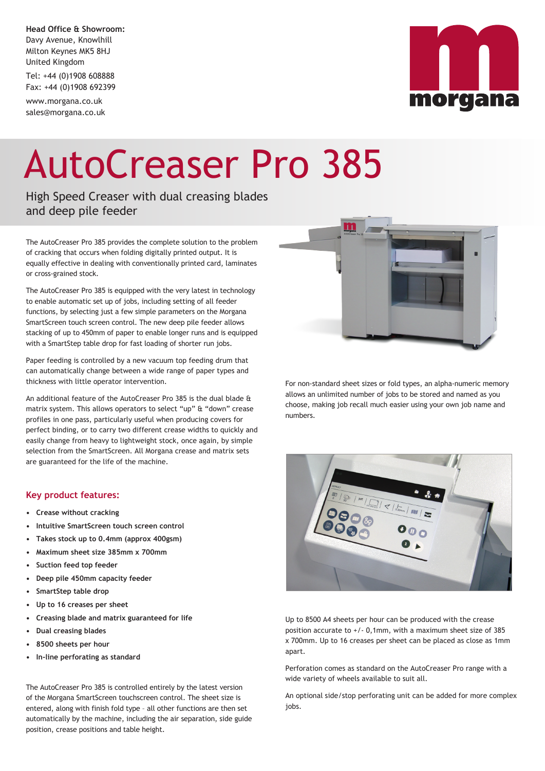**Head Office & Showroom:**
Davy Avenue, Knowlhill
Milton Keynes MK5 8HJ
United Kingdom

Tel: +44 (0)1908 608888
Fax: +44 (0)1908 692399

www.morgana.co.uk
sales@morgana.co.uk

morgana

# AutoCreaser Pro 385

## High Speed Creaser with dual creasing blades and deep pile feeder

The AutoCreaser Pro 385 provides the complete solution to the problem of cracking that occurs when folding digitally printed output. It is equally effective in dealing with conventionally printed card, laminates or cross-grained stock.

The AutoCreaser Pro 385 is equipped with the very latest in technology to enable automatic set up of jobs, including setting of all feeder functions, by selecting just a few simple parameters on the Morgana SmartScreen touch screen control. The new deep pile feeder allows stacking of up to 450mm of paper to enable longer runs and is equipped with a SmartStep table drop for fast loading of shorter run jobs.

Paper feeding is controlled by a new vacuum top feeding drum that can automatically change between a wide range of paper types and thickness with little operator intervention.

An additional feature of the AutoCreaser Pro 385 is the dual blade & matrix system. This allows operators to select "up" & "down" crease profiles in one pass, particularly useful when producing covers for perfect binding, or to carry two different crease widths to quickly and easily change from heavy to lightweight stock, once again, by simple selection from the SmartScreen. All Morgana crease and matrix sets are guaranteed for the life of the machine.

### Key product features:

- **Crease without cracking**
- **Intuitive SmartScreen touch screen control**
- **Takes stock up to 0.4mm (approx 400gsm)**
- **Maximum sheet size 385mm x 700mm**
- **Suction feed top feeder**
- **Deep pile 450mm capacity feeder**
- **SmartStep table drop**
- **Up to 16 creases per sheet**
- **Creasing blade and matrix guaranteed for life**
- **Dual creasing blades**
- **8500 sheets per hour**
- **In-line perforating as standard**

The AutoCreaser Pro 385 is controlled entirely by the latest version of the Morgana SmartScreen touchscreen control. The sheet size is entered, along with finish fold type – all other functions are then set automatically by the machine, including the air separation, side guide position, crease positions and table height.

For non-standard sheet sizes or fold types, an alpha-numeric memory allows an unlimited number of jobs to be stored and named as you choose, making job recall much easier using your own job name and numbers.

Up to 8500 A4 sheets per hour can be produced with the crease position accurate to +/- 0,1mm, with a maximum sheet size of 385 x 700mm. Up to 16 creases per sheet can be placed as close as 1mm apart.

Perforation comes as standard on the AutoCreaser Pro range with a wide variety of wheels available to suit all.

An optional side/stop perforating unit can be added for more complex jobs.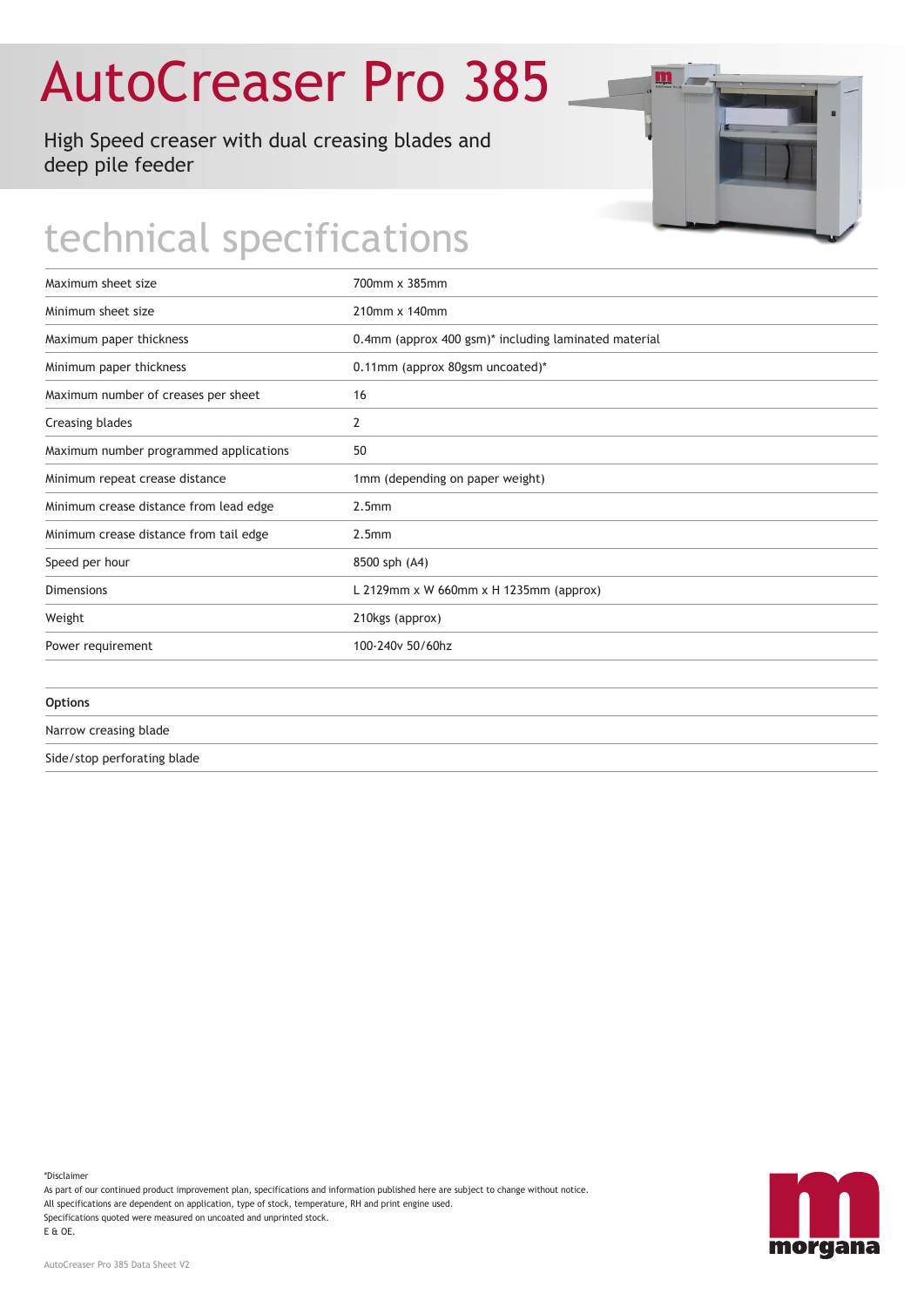# AutoCreaser Pro 385

High Speed creaser with dual creasing blades and deep pile feeder

## technical specifications

| | |
|---|---|
| Maximum sheet size | 700mm x 385mm |
| Minimum sheet size | 210mm x 140mm |
| Maximum paper thickness | 0.4mm (approx 400 gsm)* including laminated material |
| Minimum paper thickness | 0.11mm (approx 80gsm uncoated)* |
| Maximum number of creases per sheet | 16 |
| Creasing blades | 2 |
| Maximum number programmed applications | 50 |
| Minimum repeat crease distance | 1mm (depending on paper weight) |
| Minimum crease distance from lead edge | 2.5mm |
| Minimum crease distance from tail edge | 2.5mm |
| Speed per hour | 8500 sph (A4) |
| Dimensions | L 2129mm x W 660mm x H 1235mm (approx) |
| Weight | 210kgs (approx) |
| Power requirement | 100-240v 50/60hz |

| **Options** |
|---|
| Narrow creasing blade |
| Side/stop perforating blade |

*Disclaimer
As part of our continued product improvement plan, specifications and information published here are subject to change without notice.
All specifications are dependent on application, type of stock, temperature, RH and print engine used.
Specifications quoted were measured on uncoated and unprinted stock.
E & OE.

morgana

AutoCreaser Pro 385 Data Sheet V2